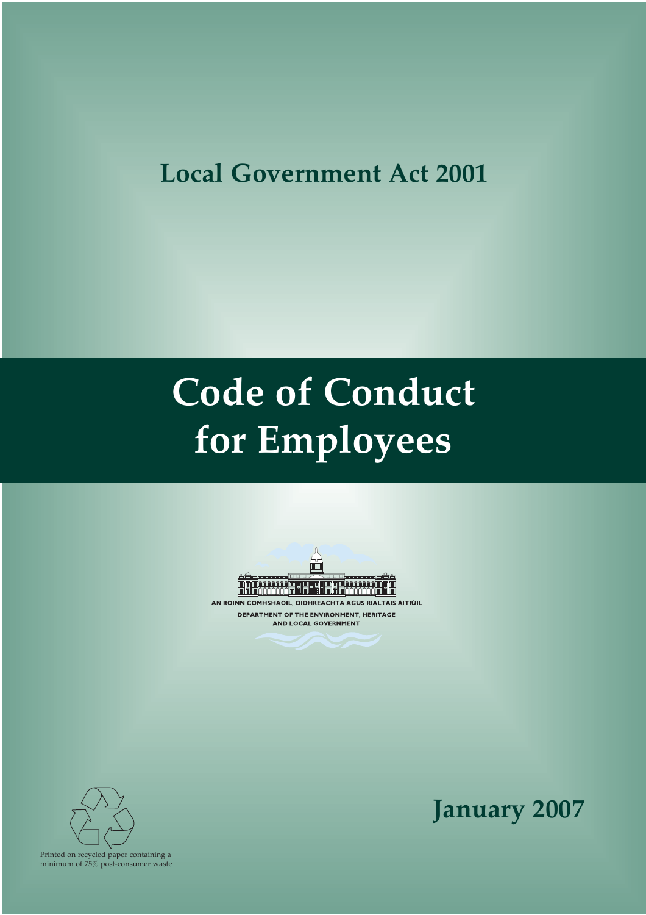## Local Government Act 2001

# Code of Conduct for Employees

AN ROINN COMHSHAOIL, OIDHREACHTA AGUS RIALTAIS ÁITIÚIL

DEPARTMENT OF THE ENVIRONMENT, HERITAGE AND LOCAL GOVERNMENT

**January 2007**

Printed on recycled paper containing a minimum of 75% post-consumer waste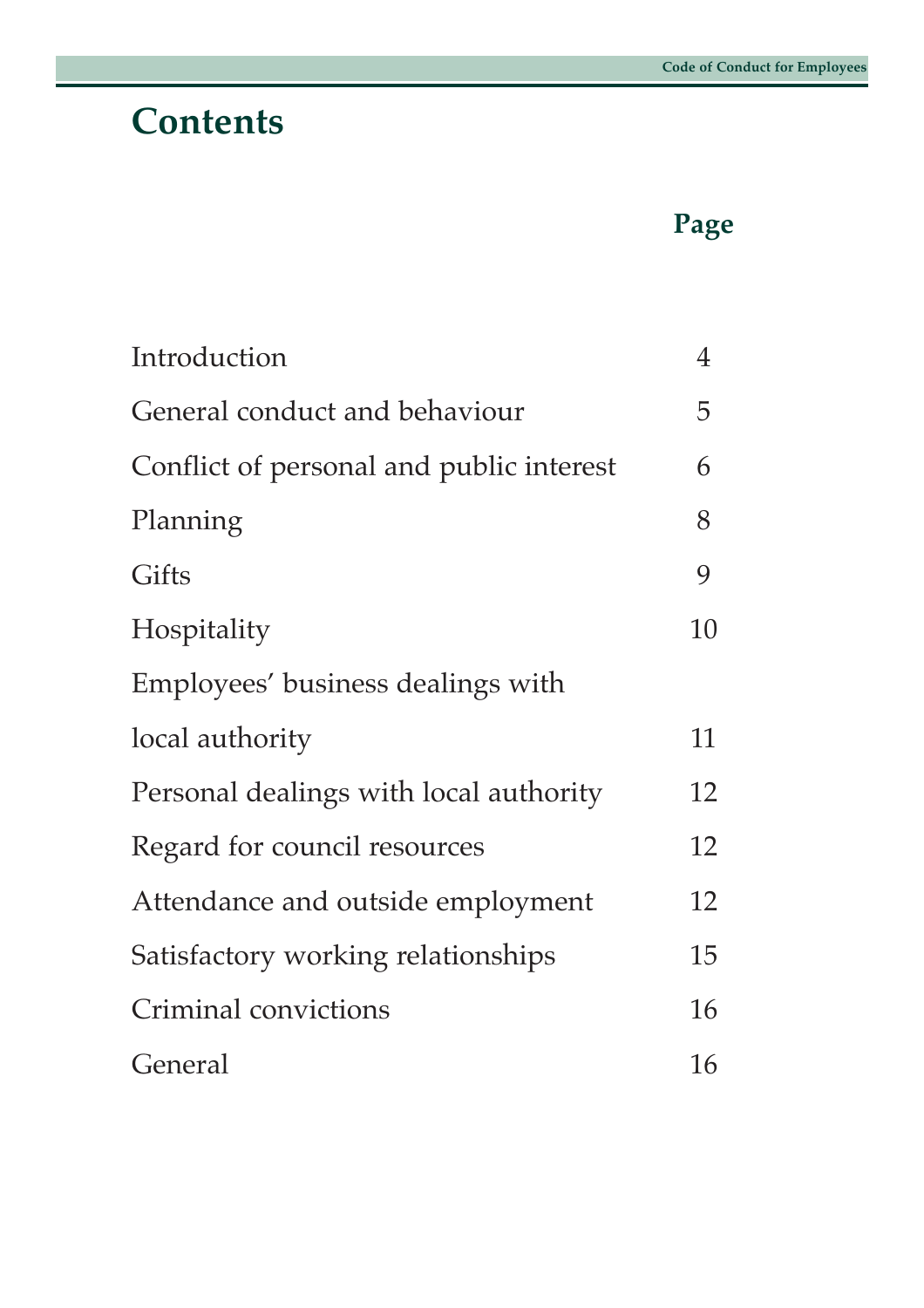# Contents

| | Page |
|---|---|
| Introduction | 4 |
| General conduct and behaviour | 5 |
| Conflict of personal and public interest | 6 |
| Planning | 8 |
| Gifts | 9 |
| Hospitality | 10 |
| Employees' business dealings with local authority | 11 |
| Personal dealings with local authority | 12 |
| Regard for council resources | 12 |
| Attendance and outside employment | 12 |
| Satisfactory working relationships | 15 |
| Criminal convictions | 16 |
| General | 16 |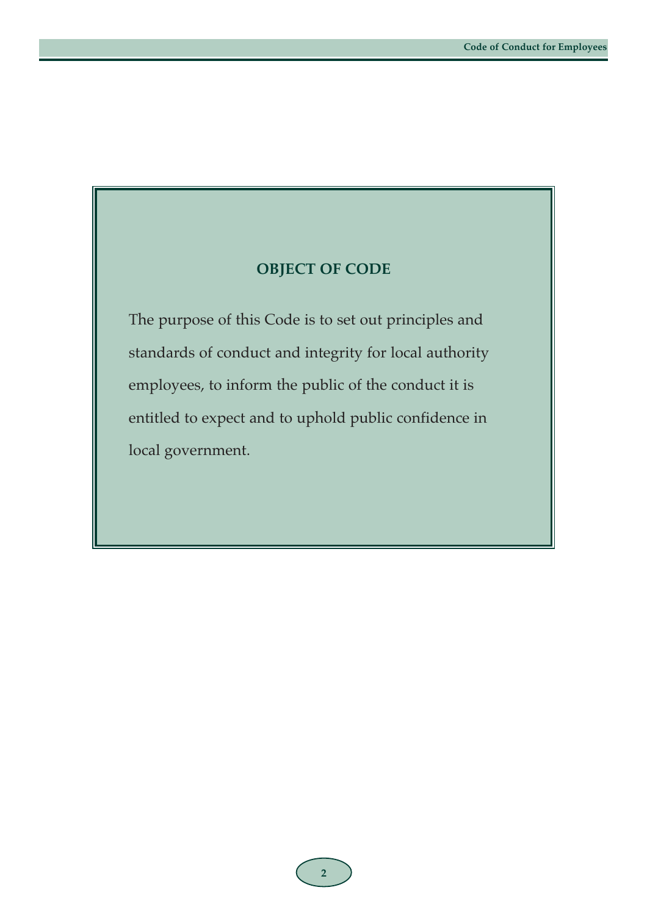## OBJECT OF CODE

The purpose of this Code is to set out principles and standards of conduct and integrity for local authority employees, to inform the public of the conduct it is entitled to expect and to uphold public confidence in local government.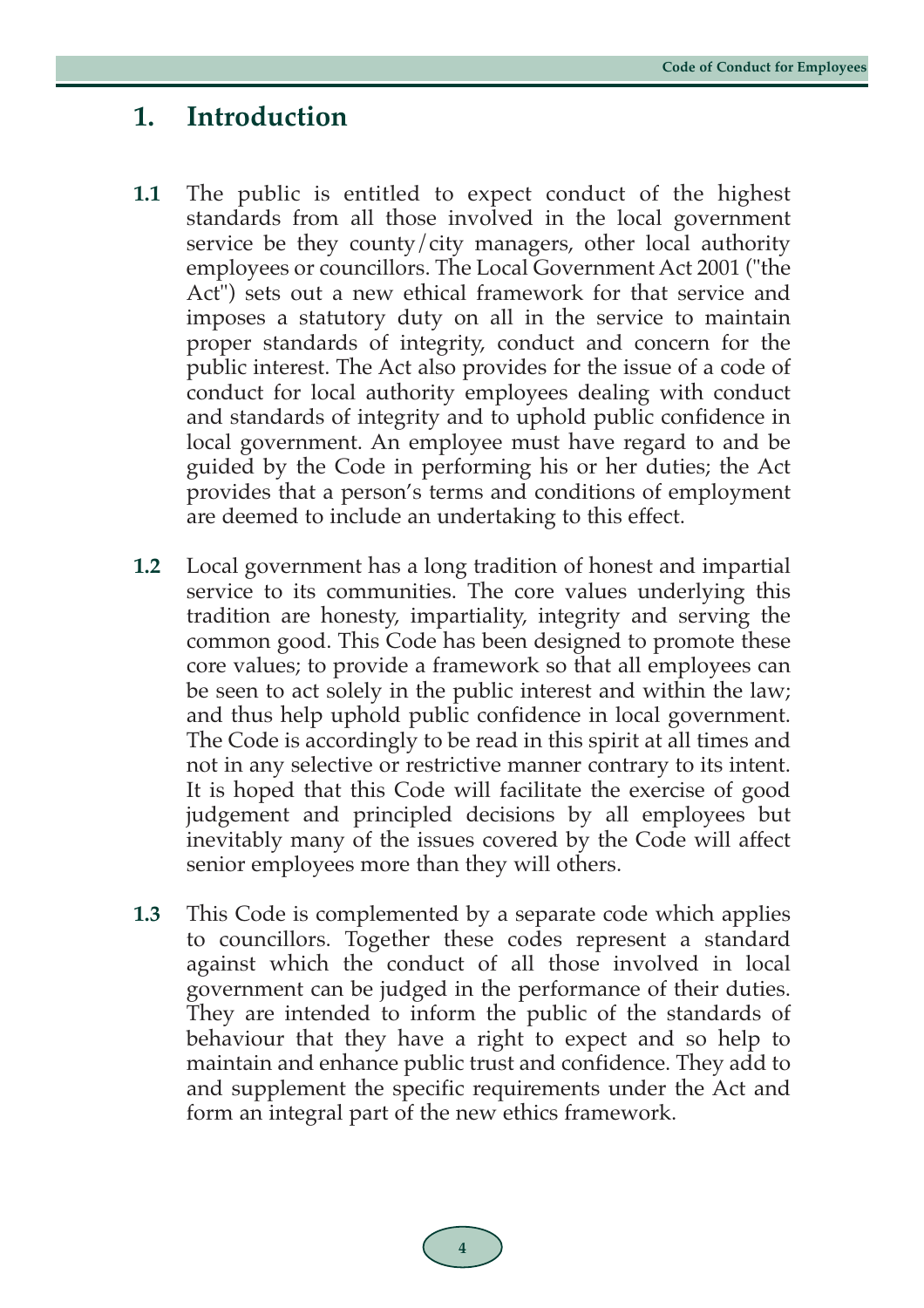# 1. Introduction

**1.1** The public is entitled to expect conduct of the highest standards from all those involved in the local government service be they county/city managers, other local authority employees or councillors. The Local Government Act 2001 ("the Act") sets out a new ethical framework for that service and imposes a statutory duty on all in the service to maintain proper standards of integrity, conduct and concern for the public interest. The Act also provides for the issue of a code of conduct for local authority employees dealing with conduct and standards of integrity and to uphold public confidence in local government. An employee must have regard to and be guided by the Code in performing his or her duties; the Act provides that a person's terms and conditions of employment are deemed to include an undertaking to this effect.

**1.2** Local government has a long tradition of honest and impartial service to its communities. The core values underlying this tradition are honesty, impartiality, integrity and serving the common good. This Code has been designed to promote these core values; to provide a framework so that all employees can be seen to act solely in the public interest and within the law; and thus help uphold public confidence in local government. The Code is accordingly to be read in this spirit at all times and not in any selective or restrictive manner contrary to its intent. It is hoped that this Code will facilitate the exercise of good judgement and principled decisions by all employees but inevitably many of the issues covered by the Code will affect senior employees more than they will others.

**1.3** This Code is complemented by a separate code which applies to councillors. Together these codes represent a standard against which the conduct of all those involved in local government can be judged in the performance of their duties. They are intended to inform the public of the standards of behaviour that they have a right to expect and so help to maintain and enhance public trust and confidence. They add to and supplement the specific requirements under the Act and form an integral part of the new ethics framework.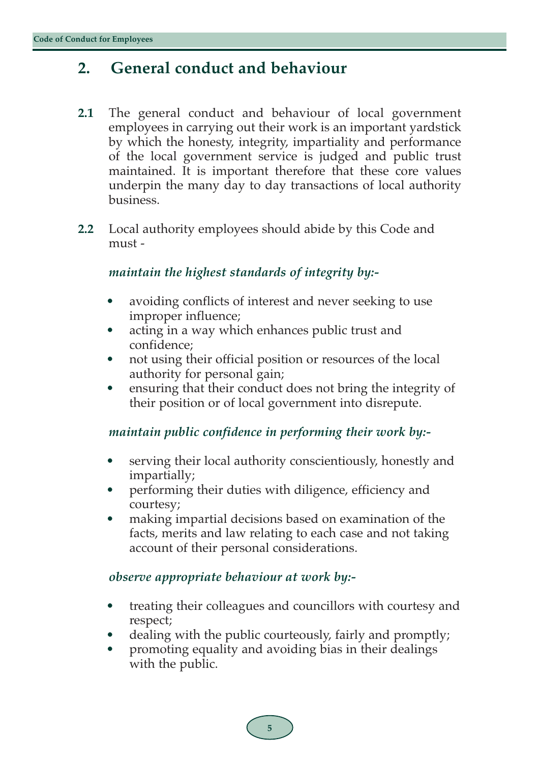## 2. General conduct and behaviour

**2.1** The general conduct and behaviour of local government employees in carrying out their work is an important yardstick by which the honesty, integrity, impartiality and performance of the local government service is judged and public trust maintained. It is important therefore that these core values underpin the many day to day transactions of local authority business.

**2.2** Local authority employees should abide by this Code and must -

***maintain the highest standards of integrity by:-***

- avoiding conflicts of interest and never seeking to use improper influence;
- acting in a way which enhances public trust and confidence;
- not using their official position or resources of the local authority for personal gain;
- ensuring that their conduct does not bring the integrity of their position or of local government into disrepute.

***maintain public confidence in performing their work by:-***

- serving their local authority conscientiously, honestly and impartially;
- performing their duties with diligence, efficiency and courtesy;
- making impartial decisions based on examination of the facts, merits and law relating to each case and not taking account of their personal considerations.

***observe appropriate behaviour at work by:-***

- treating their colleagues and councillors with courtesy and respect;
- dealing with the public courteously, fairly and promptly;
- promoting equality and avoiding bias in their dealings with the public.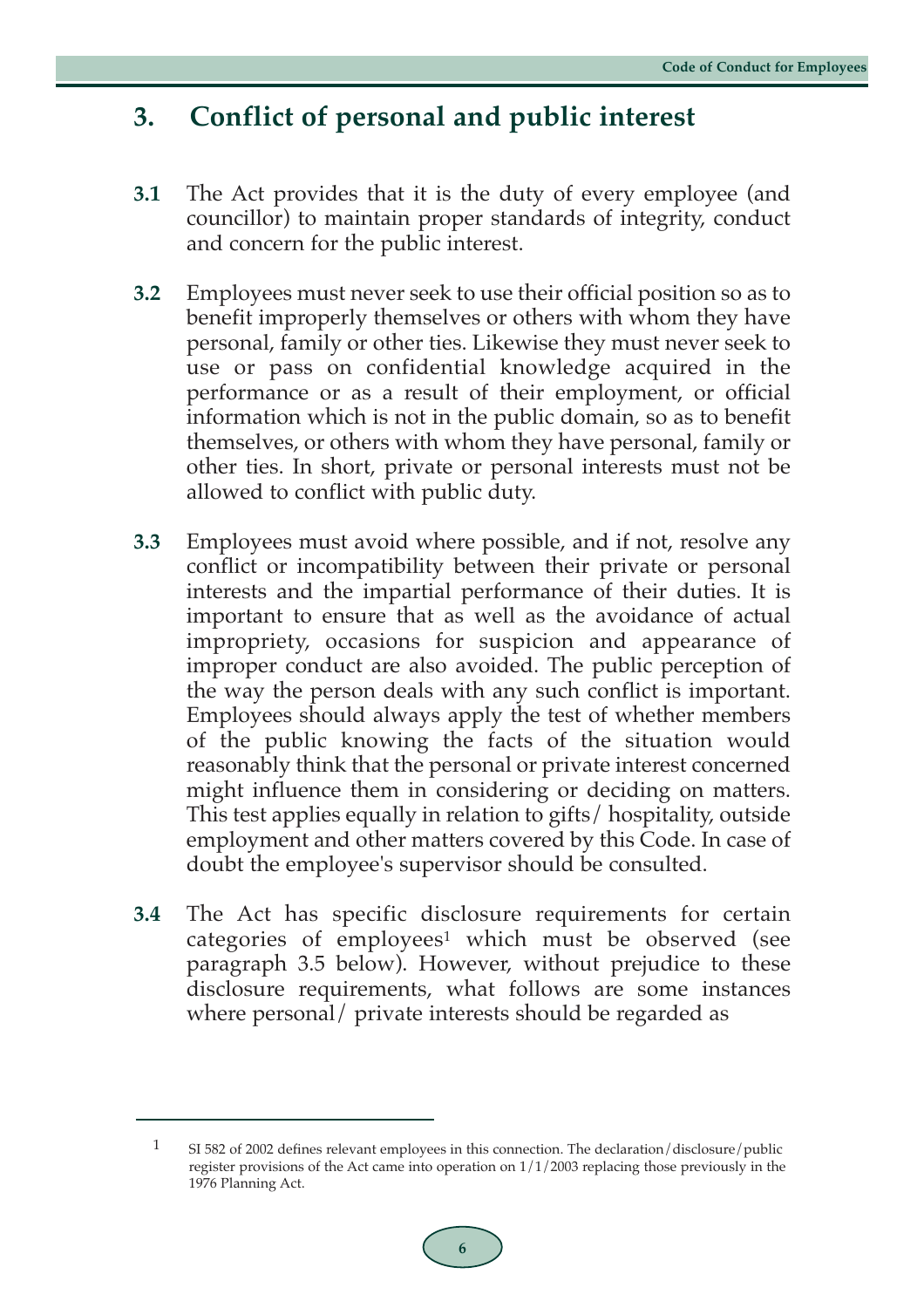## 3. Conflict of personal and public interest

**3.1** The Act provides that it is the duty of every employee (and councillor) to maintain proper standards of integrity, conduct and concern for the public interest.

**3.2** Employees must never seek to use their official position so as to benefit improperly themselves or others with whom they have personal, family or other ties. Likewise they must never seek to use or pass on confidential knowledge acquired in the performance or as a result of their employment, or official information which is not in the public domain, so as to benefit themselves, or others with whom they have personal, family or other ties. In short, private or personal interests must not be allowed to conflict with public duty.

**3.3** Employees must avoid where possible, and if not, resolve any conflict or incompatibility between their private or personal interests and the impartial performance of their duties. It is important to ensure that as well as the avoidance of actual impropriety, occasions for suspicion and appearance of improper conduct are also avoided. The public perception of the way the person deals with any such conflict is important. Employees should always apply the test of whether members of the public knowing the facts of the situation would reasonably think that the personal or private interest concerned might influence them in considering or deciding on matters. This test applies equally in relation to gifts/ hospitality, outside employment and other matters covered by this Code. In case of doubt the employee's supervisor should be consulted.

**3.4** The Act has specific disclosure requirements for certain categories of employees[1] which must be observed (see paragraph 3.5 below). However, without prejudice to these disclosure requirements, what follows are some instances where personal/ private interests should be regarded as

---

[1] SI 582 of 2002 defines relevant employees in this connection. The declaration/disclosure/public register provisions of the Act came into operation on 1/1/2003 replacing those previously in the 1976 Planning Act.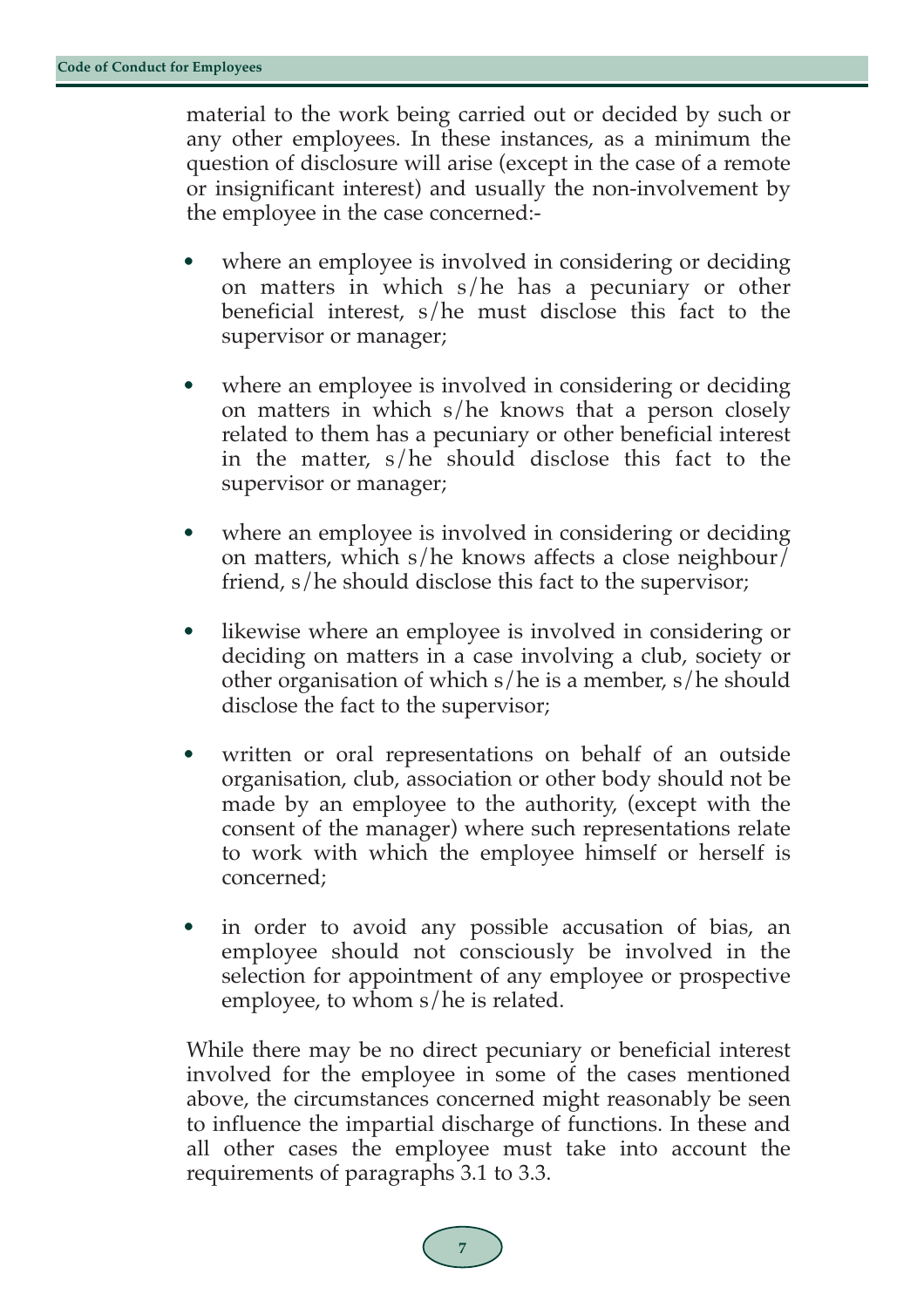material to the work being carried out or decided by such or any other employees. In these instances, as a minimum the question of disclosure will arise (except in the case of a remote or insignificant interest) and usually the non-involvement by the employee in the case concerned:-

- where an employee is involved in considering or deciding on matters in which s/he has a pecuniary or other beneficial interest, s/he must disclose this fact to the supervisor or manager;
- where an employee is involved in considering or deciding on matters in which s/he knows that a person closely related to them has a pecuniary or other beneficial interest in the matter, s/he should disclose this fact to the supervisor or manager;
- where an employee is involved in considering or deciding on matters, which s/he knows affects a close neighbour/ friend, s/he should disclose this fact to the supervisor;
- likewise where an employee is involved in considering or deciding on matters in a case involving a club, society or other organisation of which s/he is a member, s/he should disclose the fact to the supervisor;
- written or oral representations on behalf of an outside organisation, club, association or other body should not be made by an employee to the authority, (except with the consent of the manager) where such representations relate to work with which the employee himself or herself is concerned;
- in order to avoid any possible accusation of bias, an employee should not consciously be involved in the selection for appointment of any employee or prospective employee, to whom s/he is related.

While there may be no direct pecuniary or beneficial interest involved for the employee in some of the cases mentioned above, the circumstances concerned might reasonably be seen to influence the impartial discharge of functions. In these and all other cases the employee must take into account the requirements of paragraphs 3.1 to 3.3.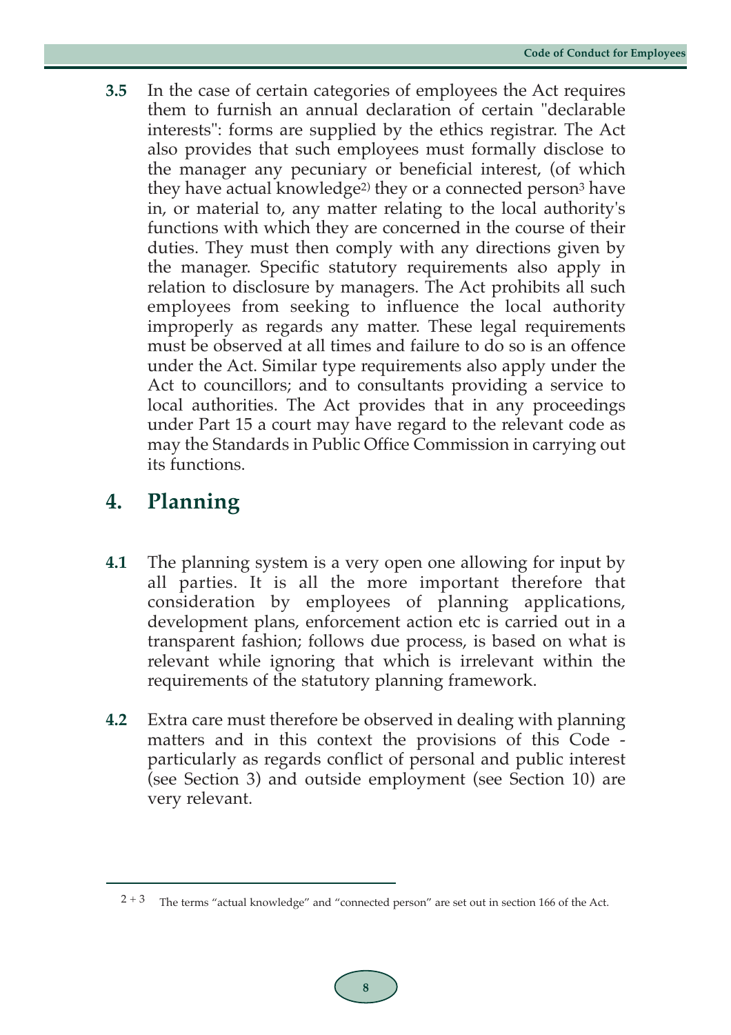**3.5** In the case of certain categories of employees the Act requires them to furnish an annual declaration of certain "declarable interests": forms are supplied by the ethics registrar. The Act also provides that such employees must formally disclose to the manager any pecuniary or beneficial interest, (of which they have actual knowledge[2]) they or a connected person[3] have in, or material to, any matter relating to the local authority's functions with which they are concerned in the course of their duties. They must then comply with any directions given by the manager. Specific statutory requirements also apply in relation to disclosure by managers. The Act prohibits all such employees from seeking to influence the local authority improperly as regards any matter. These legal requirements must be observed at all times and failure to do so is an offence under the Act. Similar type requirements also apply under the Act to councillors; and to consultants providing a service to local authorities. The Act provides that in any proceedings under Part 15 a court may have regard to the relevant code as may the Standards in Public Office Commission in carrying out its functions.

## 4. Planning

**4.1** The planning system is a very open one allowing for input by all parties. It is all the more important therefore that consideration by employees of planning applications, development plans, enforcement action etc is carried out in a transparent fashion; follows due process, is based on what is relevant while ignoring that which is irrelevant within the requirements of the statutory planning framework.

**4.2** Extra care must therefore be observed in dealing with planning matters and in this context the provisions of this Code - particularly as regards conflict of personal and public interest (see Section 3) and outside employment (see Section 10) are very relevant.

---

[2 + 3] The terms "actual knowledge" and "connected person" are set out in section 166 of the Act.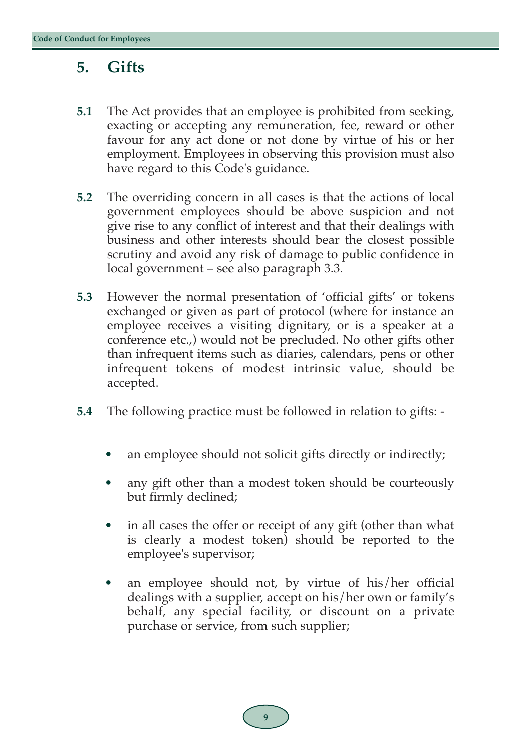## 5. Gifts

**5.1** The Act provides that an employee is prohibited from seeking, exacting or accepting any remuneration, fee, reward or other favour for any act done or not done by virtue of his or her employment. Employees in observing this provision must also have regard to this Code's guidance.

**5.2** The overriding concern in all cases is that the actions of local government employees should be above suspicion and not give rise to any conflict of interest and that their dealings with business and other interests should bear the closest possible scrutiny and avoid any risk of damage to public confidence in local government – see also paragraph 3.3.

**5.3** However the normal presentation of 'official gifts' or tokens exchanged or given as part of protocol (where for instance an employee receives a visiting dignitary, or is a speaker at a conference etc.,) would not be precluded. No other gifts other than infrequent items such as diaries, calendars, pens or other infrequent tokens of modest intrinsic value, should be accepted.

**5.4** The following practice must be followed in relation to gifts: -

- an employee should not solicit gifts directly or indirectly;
- any gift other than a modest token should be courteously but firmly declined;
- in all cases the offer or receipt of any gift (other than what is clearly a modest token) should be reported to the employee's supervisor;
- an employee should not, by virtue of his/her official dealings with a supplier, accept on his/her own or family's behalf, any special facility, or discount on a private purchase or service, from such supplier;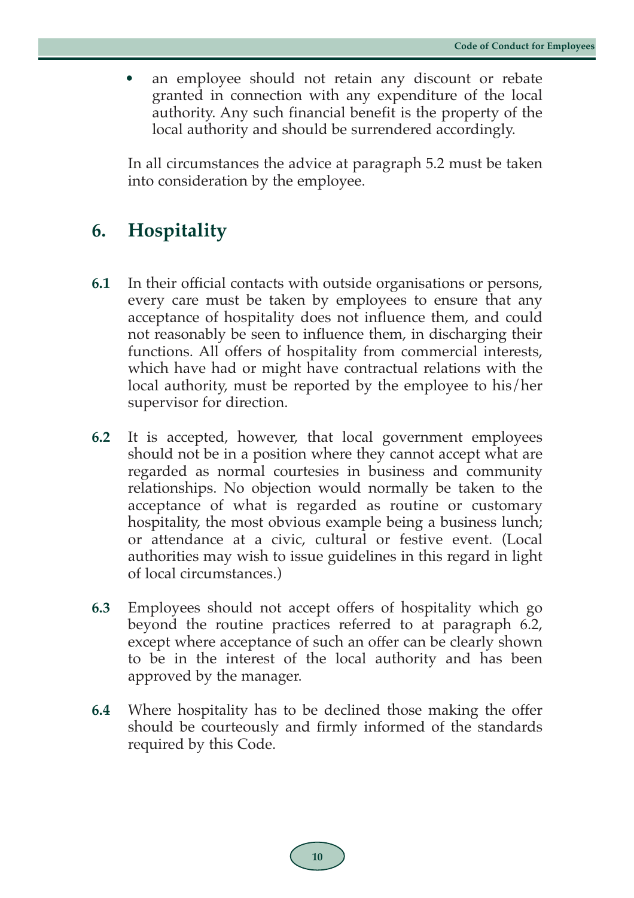- an employee should not retain any discount or rebate granted in connection with any expenditure of the local authority. Any such financial benefit is the property of the local authority and should be surrendered accordingly.

In all circumstances the advice at paragraph 5.2 must be taken into consideration by the employee.

## 6. Hospitality

**6.1** In their official contacts with outside organisations or persons, every care must be taken by employees to ensure that any acceptance of hospitality does not influence them, and could not reasonably be seen to influence them, in discharging their functions. All offers of hospitality from commercial interests, which have had or might have contractual relations with the local authority, must be reported by the employee to his/her supervisor for direction.

**6.2** It is accepted, however, that local government employees should not be in a position where they cannot accept what are regarded as normal courtesies in business and community relationships. No objection would normally be taken to the acceptance of what is regarded as routine or customary hospitality, the most obvious example being a business lunch; or attendance at a civic, cultural or festive event. (Local authorities may wish to issue guidelines in this regard in light of local circumstances.)

**6.3** Employees should not accept offers of hospitality which go beyond the routine practices referred to at paragraph 6.2, except where acceptance of such an offer can be clearly shown to be in the interest of the local authority and has been approved by the manager.

**6.4** Where hospitality has to be declined those making the offer should be courteously and firmly informed of the standards required by this Code.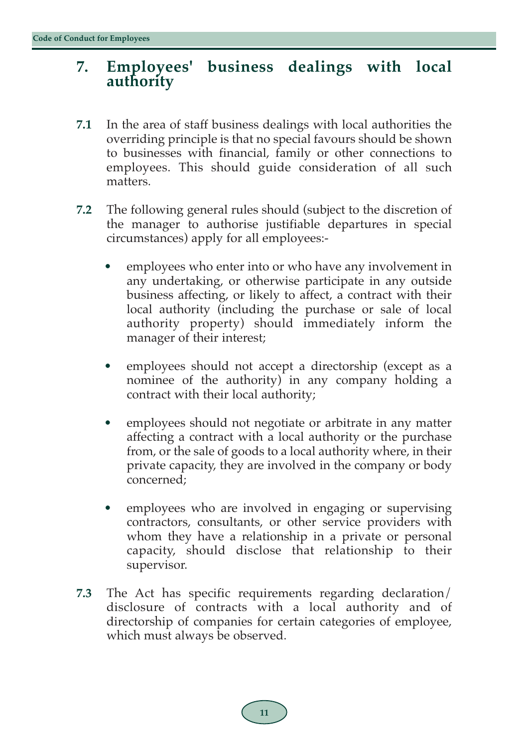## 7. Employees' business dealings with local authority

**7.1** In the area of staff business dealings with local authorities the overriding principle is that no special favours should be shown to businesses with financial, family or other connections to employees. This should guide consideration of all such matters.

**7.2** The following general rules should (subject to the discretion of the manager to authorise justifiable departures in special circumstances) apply for all employees:-

- employees who enter into or who have any involvement in any undertaking, or otherwise participate in any outside business affecting, or likely to affect, a contract with their local authority (including the purchase or sale of local authority property) should immediately inform the manager of their interest;

- employees should not accept a directorship (except as a nominee of the authority) in any company holding a contract with their local authority;

- employees should not negotiate or arbitrate in any matter affecting a contract with a local authority or the purchase from, or the sale of goods to a local authority where, in their private capacity, they are involved in the company or body concerned;

- employees who are involved in engaging or supervising contractors, consultants, or other service providers with whom they have a relationship in a private or personal capacity, should disclose that relationship to their supervisor.

**7.3** The Act has specific requirements regarding declaration/ disclosure of contracts with a local authority and of directorship of companies for certain categories of employee, which must always be observed.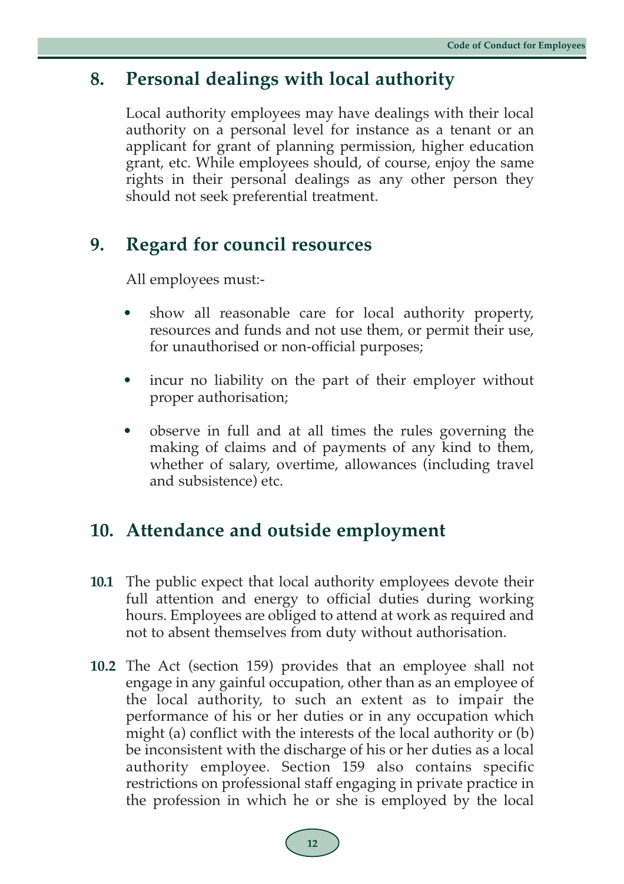## 8. Personal dealings with local authority

Local authority employees may have dealings with their local authority on a personal level for instance as a tenant or an applicant for grant of planning permission, higher education grant, etc. While employees should, of course, enjoy the same rights in their personal dealings as any other person they should not seek preferential treatment.

## 9. Regard for council resources

All employees must:-

- show all reasonable care for local authority property, resources and funds and not use them, or permit their use, for unauthorised or non-official purposes;
- incur no liability on the part of their employer without proper authorisation;
- observe in full and at all times the rules governing the making of claims and of payments of any kind to them, whether of salary, overtime, allowances (including travel and subsistence) etc.

## 10. Attendance and outside employment

**10.1** The public expect that local authority employees devote their full attention and energy to official duties during working hours. Employees are obliged to attend at work as required and not to absent themselves from duty without authorisation.

**10.2** The Act (section 159) provides that an employee shall not engage in any gainful occupation, other than as an employee of the local authority, to such an extent as to impair the performance of his or her duties or in any occupation which might (a) conflict with the interests of the local authority or (b) be inconsistent with the discharge of his or her duties as a local authority employee. Section 159 also contains specific restrictions on professional staff engaging in private practice in the profession in which he or she is employed by the local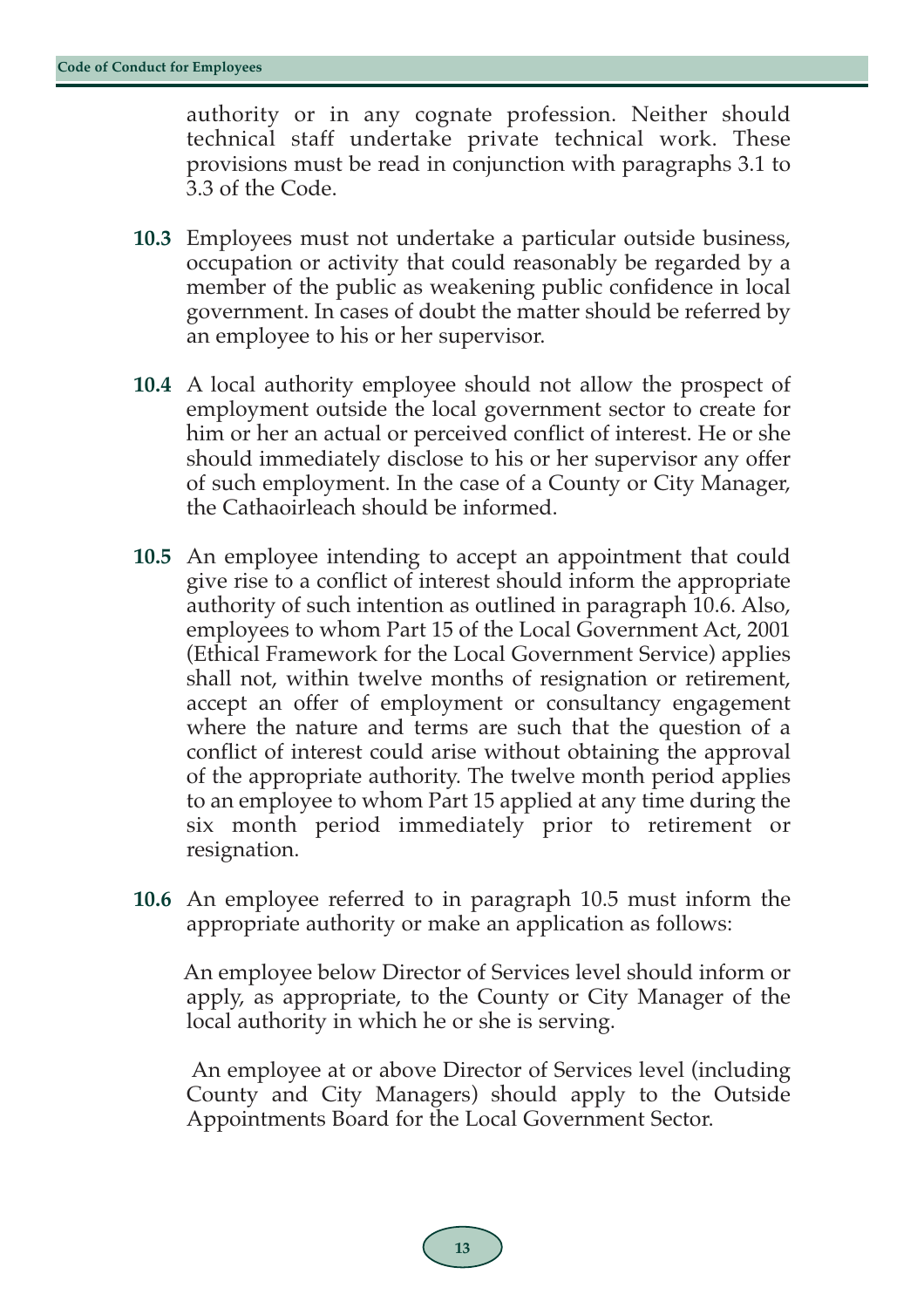authority or in any cognate profession. Neither should technical staff undertake private technical work. These provisions must be read in conjunction with paragraphs 3.1 to 3.3 of the Code.

**10.3** Employees must not undertake a particular outside business, occupation or activity that could reasonably be regarded by a member of the public as weakening public confidence in local government. In cases of doubt the matter should be referred by an employee to his or her supervisor.

**10.4** A local authority employee should not allow the prospect of employment outside the local government sector to create for him or her an actual or perceived conflict of interest. He or she should immediately disclose to his or her supervisor any offer of such employment. In the case of a County or City Manager, the Cathaoirleach should be informed.

**10.5** An employee intending to accept an appointment that could give rise to a conflict of interest should inform the appropriate authority of such intention as outlined in paragraph 10.6. Also, employees to whom Part 15 of the Local Government Act, 2001 (Ethical Framework for the Local Government Service) applies shall not, within twelve months of resignation or retirement, accept an offer of employment or consultancy engagement where the nature and terms are such that the question of a conflict of interest could arise without obtaining the approval of the appropriate authority. The twelve month period applies to an employee to whom Part 15 applied at any time during the six month period immediately prior to retirement or resignation.

**10.6** An employee referred to in paragraph 10.5 must inform the appropriate authority or make an application as follows:

An employee below Director of Services level should inform or apply, as appropriate, to the County or City Manager of the local authority in which he or she is serving.

An employee at or above Director of Services level (including County and City Managers) should apply to the Outside Appointments Board for the Local Government Sector.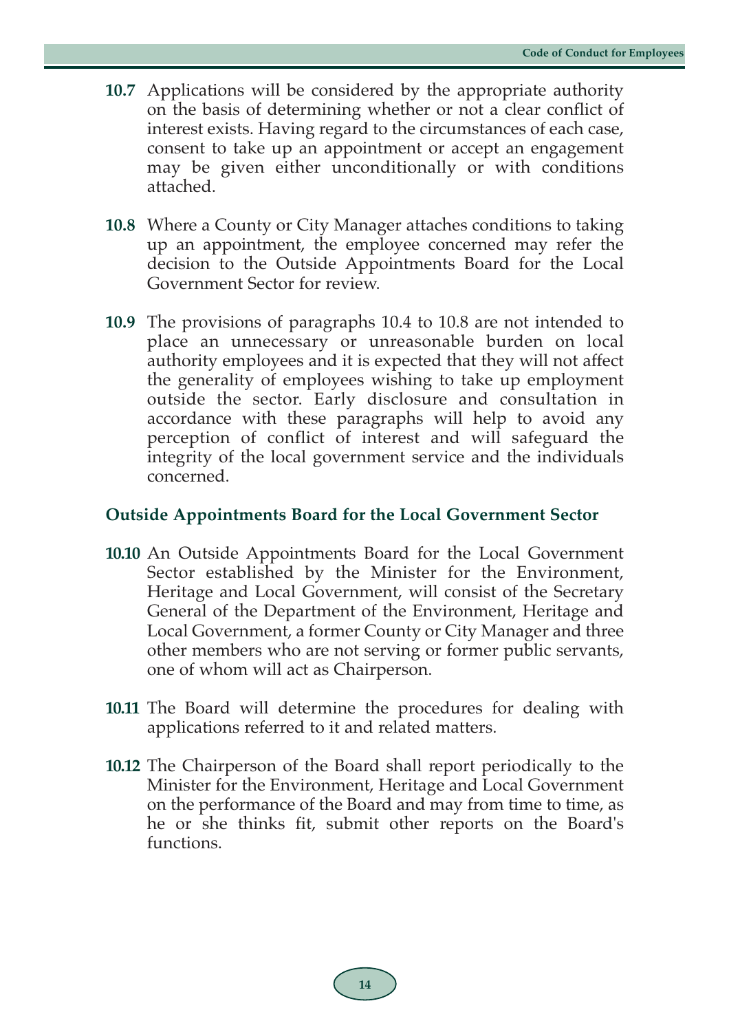**10.7** Applications will be considered by the appropriate authority on the basis of determining whether or not a clear conflict of interest exists. Having regard to the circumstances of each case, consent to take up an appointment or accept an engagement may be given either unconditionally or with conditions attached.

**10.8** Where a County or City Manager attaches conditions to taking up an appointment, the employee concerned may refer the decision to the Outside Appointments Board for the Local Government Sector for review.

**10.9** The provisions of paragraphs 10.4 to 10.8 are not intended to place an unnecessary or unreasonable burden on local authority employees and it is expected that they will not affect the generality of employees wishing to take up employment outside the sector. Early disclosure and consultation in accordance with these paragraphs will help to avoid any perception of conflict of interest and will safeguard the integrity of the local government service and the individuals concerned.

### Outside Appointments Board for the Local Government Sector

**10.10** An Outside Appointments Board for the Local Government Sector established by the Minister for the Environment, Heritage and Local Government, will consist of the Secretary General of the Department of the Environment, Heritage and Local Government, a former County or City Manager and three other members who are not serving or former public servants, one of whom will act as Chairperson.

**10.11** The Board will determine the procedures for dealing with applications referred to it and related matters.

**10.12** The Chairperson of the Board shall report periodically to the Minister for the Environment, Heritage and Local Government on the performance of the Board and may from time to time, as he or she thinks fit, submit other reports on the Board's functions.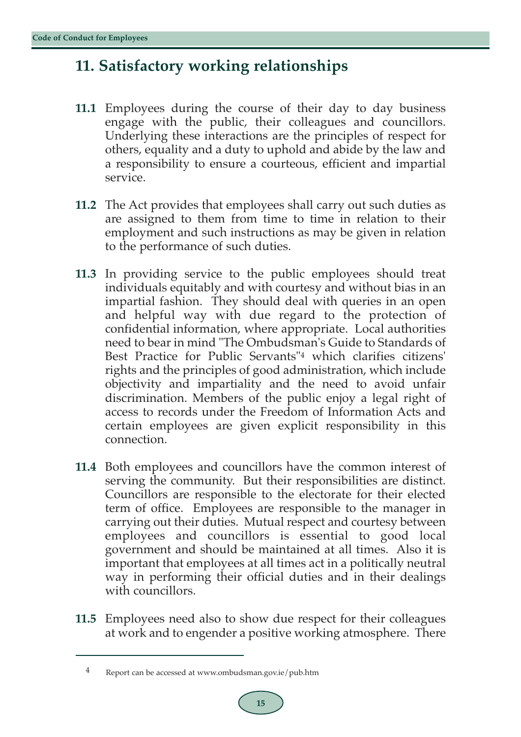## 11. Satisfactory working relationships

**11.1** Employees during the course of their day to day business engage with the public, their colleagues and councillors. Underlying these interactions are the principles of respect for others, equality and a duty to uphold and abide by the law and a responsibility to ensure a courteous, efficient and impartial service.

**11.2** The Act provides that employees shall carry out such duties as are assigned to them from time to time in relation to their employment and such instructions as may be given in relation to the performance of such duties.

**11.3** In providing service to the public employees should treat individuals equitably and with courtesy and without bias in an impartial fashion. They should deal with queries in an open and helpful way with due regard to the protection of confidential information, where appropriate. Local authorities need to bear in mind "The Ombudsman's Guide to Standards of Best Practice for Public Servants"[4] which clarifies citizens' rights and the principles of good administration, which include objectivity and impartiality and the need to avoid unfair discrimination. Members of the public enjoy a legal right of access to records under the Freedom of Information Acts and certain employees are given explicit responsibility in this connection.

**11.4** Both employees and councillors have the common interest of serving the community. But their responsibilities are distinct. Councillors are responsible to the electorate for their elected term of office. Employees are responsible to the manager in carrying out their duties. Mutual respect and courtesy between employees and councillors is essential to good local government and should be maintained at all times. Also it is important that employees at all times act in a politically neutral way in performing their official duties and in their dealings with councillors.

**11.5** Employees need also to show due respect for their colleagues at work and to engender a positive working atmosphere. There

---

[4] Report can be accessed at www.ombudsman.gov.ie/pub.htm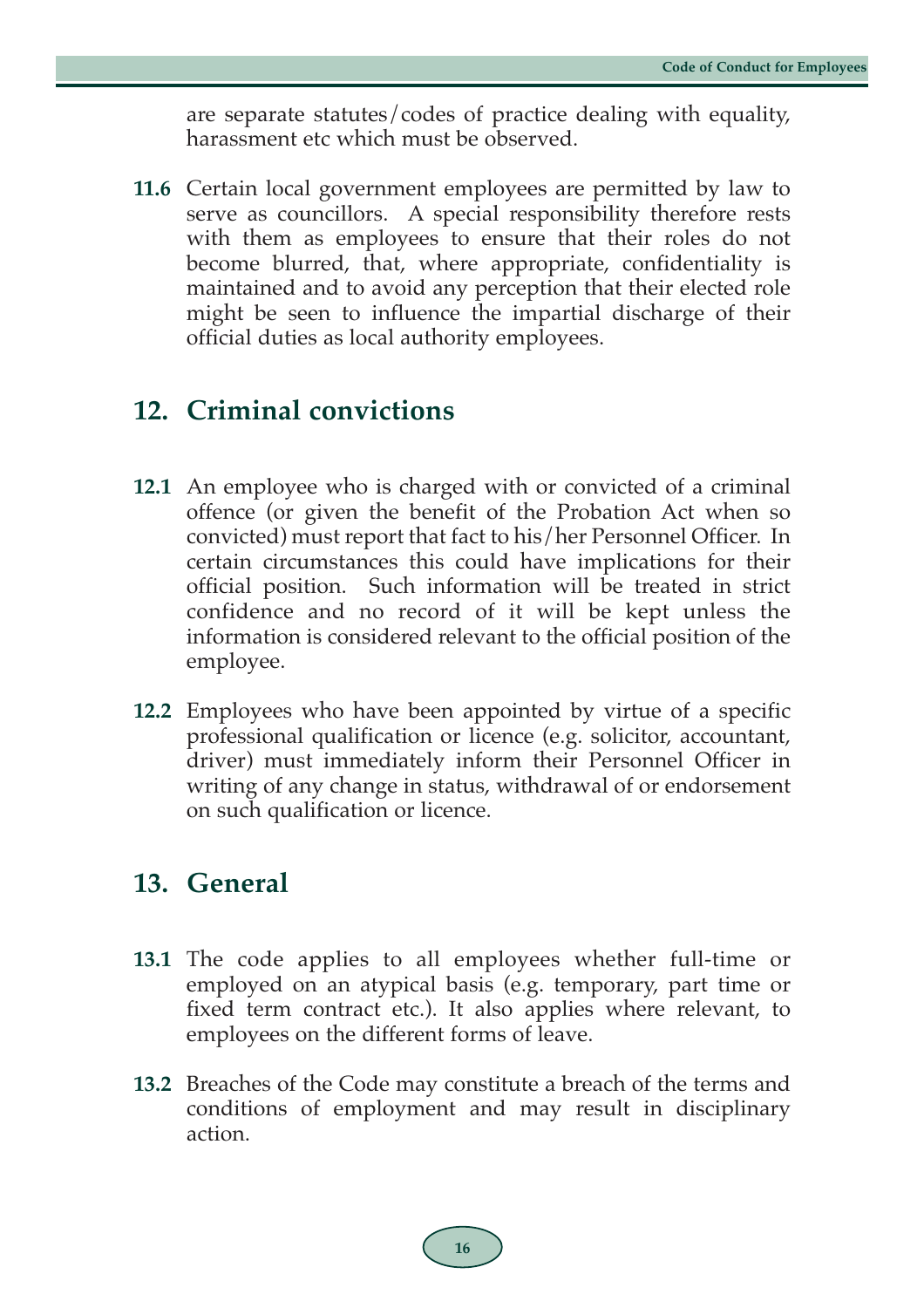are separate statutes/codes of practice dealing with equality, harassment etc which must be observed.

**11.6** Certain local government employees are permitted by law to serve as councillors. A special responsibility therefore rests with them as employees to ensure that their roles do not become blurred, that, where appropriate, confidentiality is maintained and to avoid any perception that their elected role might be seen to influence the impartial discharge of their official duties as local authority employees.

## 12. Criminal convictions

**12.1** An employee who is charged with or convicted of a criminal offence (or given the benefit of the Probation Act when so convicted) must report that fact to his/her Personnel Officer. In certain circumstances this could have implications for their official position. Such information will be treated in strict confidence and no record of it will be kept unless the information is considered relevant to the official position of the employee.

**12.2** Employees who have been appointed by virtue of a specific professional qualification or licence (e.g. solicitor, accountant, driver) must immediately inform their Personnel Officer in writing of any change in status, withdrawal of or endorsement on such qualification or licence.

## 13. General

**13.1** The code applies to all employees whether full-time or employed on an atypical basis (e.g. temporary, part time or fixed term contract etc.). It also applies where relevant, to employees on the different forms of leave.

**13.2** Breaches of the Code may constitute a breach of the terms and conditions of employment and may result in disciplinary action.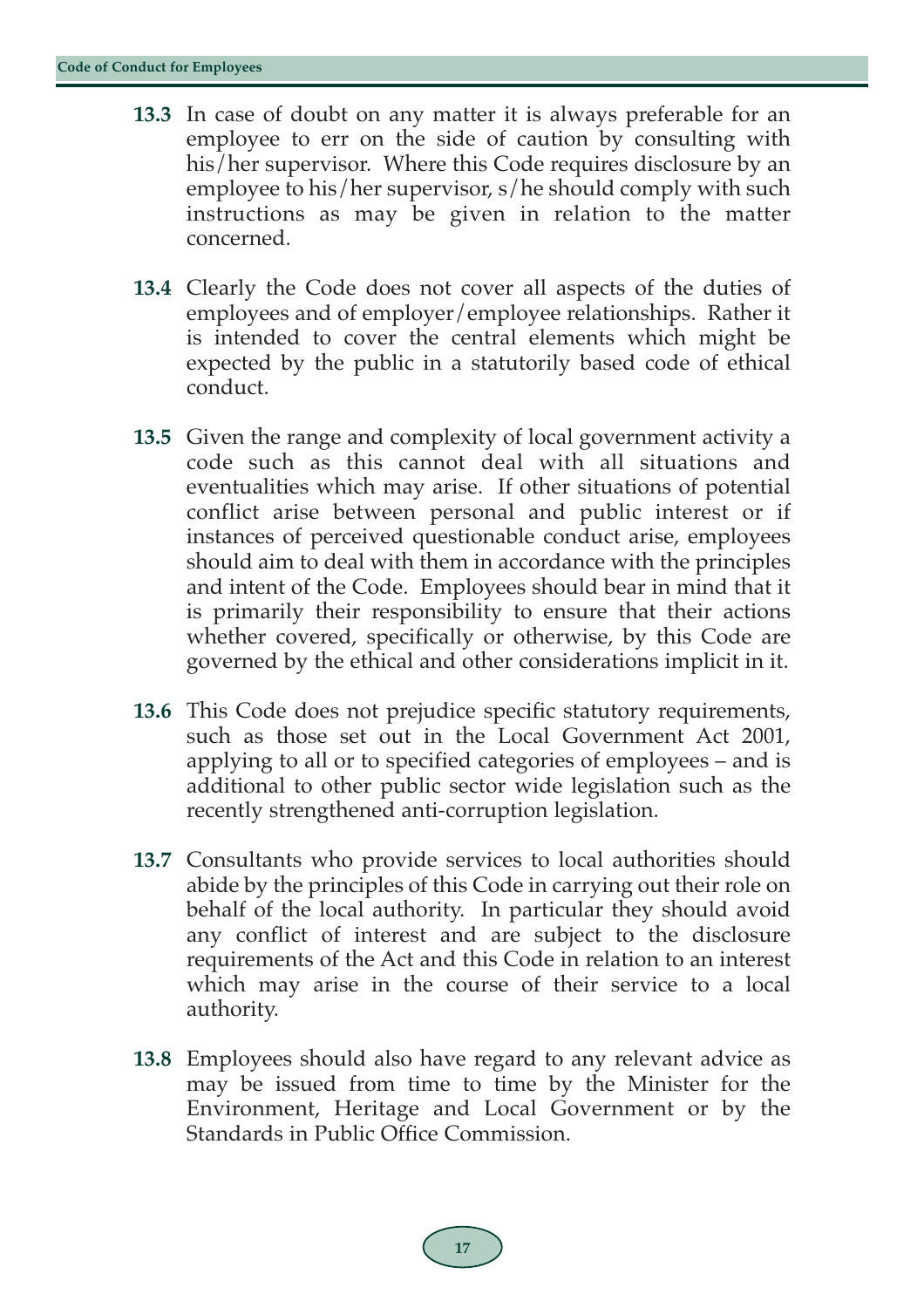**13.3** In case of doubt on any matter it is always preferable for an employee to err on the side of caution by consulting with his/her supervisor. Where this Code requires disclosure by an employee to his/her supervisor, s/he should comply with such instructions as may be given in relation to the matter concerned.

**13.4** Clearly the Code does not cover all aspects of the duties of employees and of employer/employee relationships. Rather it is intended to cover the central elements which might be expected by the public in a statutorily based code of ethical conduct.

**13.5** Given the range and complexity of local government activity a code such as this cannot deal with all situations and eventualities which may arise. If other situations of potential conflict arise between personal and public interest or if instances of perceived questionable conduct arise, employees should aim to deal with them in accordance with the principles and intent of the Code. Employees should bear in mind that it is primarily their responsibility to ensure that their actions whether covered, specifically or otherwise, by this Code are governed by the ethical and other considerations implicit in it.

**13.6** This Code does not prejudice specific statutory requirements, such as those set out in the Local Government Act 2001, applying to all or to specified categories of employees – and is additional to other public sector wide legislation such as the recently strengthened anti-corruption legislation.

**13.7** Consultants who provide services to local authorities should abide by the principles of this Code in carrying out their role on behalf of the local authority. In particular they should avoid any conflict of interest and are subject to the disclosure requirements of the Act and this Code in relation to an interest which may arise in the course of their service to a local authority.

**13.8** Employees should also have regard to any relevant advice as may be issued from time to time by the Minister for the Environment, Heritage and Local Government or by the Standards in Public Office Commission.